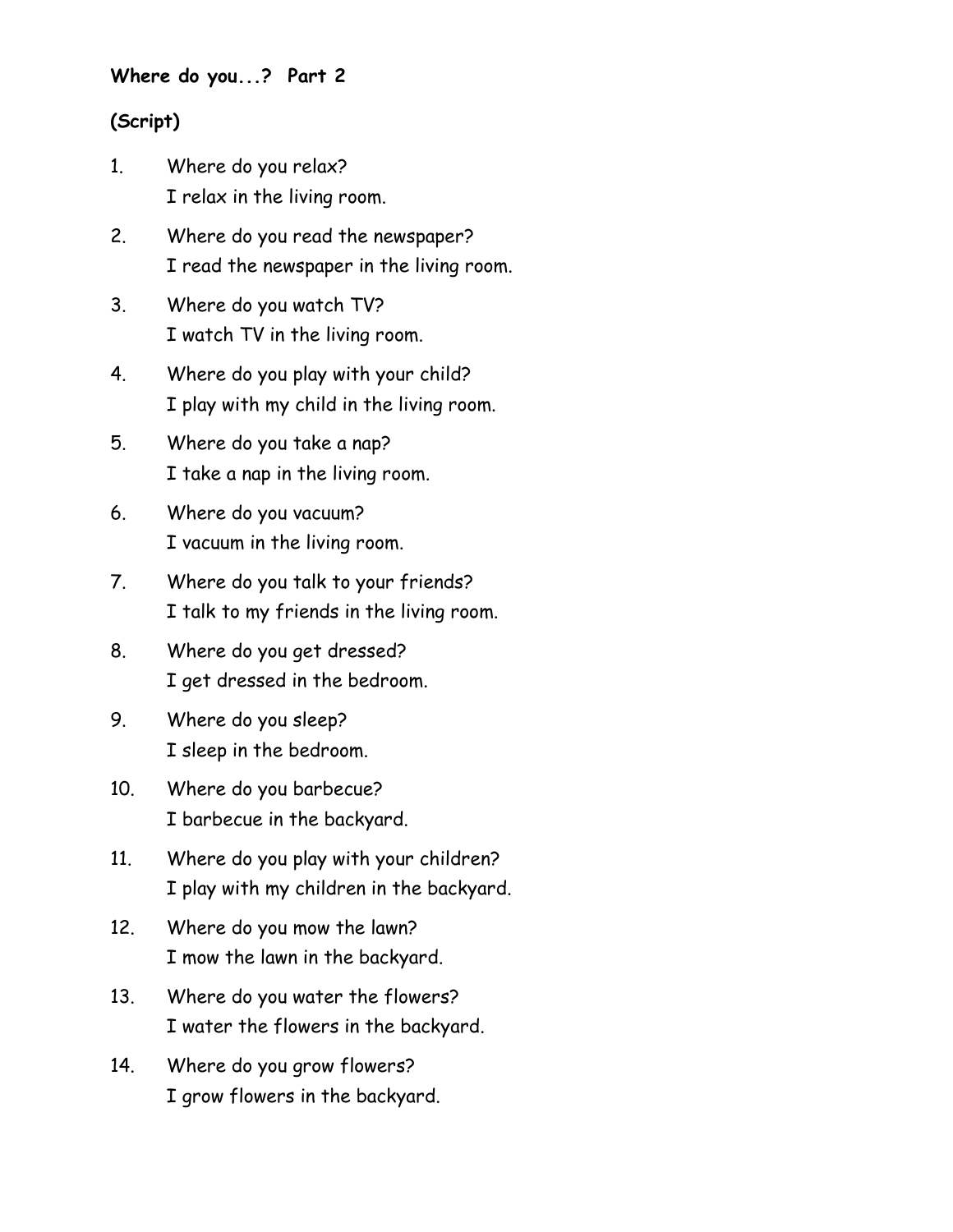**Where do you...? Part 2**

**(Script)**

1. Where do you relax?
   I relax in the living room.

2. Where do you read the newspaper?
   I read the newspaper in the living room.

3. Where do you watch TV?
   I watch TV in the living room.

4. Where do you play with your child?
   I play with my child in the living room.

5. Where do you take a nap?
   I take a nap in the living room.

6. Where do you vacuum?
   I vacuum in the living room.

7. Where do you talk to your friends?
   I talk to my friends in the living room.

8. Where do you get dressed?
   I get dressed in the bedroom.

9. Where do you sleep?
   I sleep in the bedroom.

10. Where do you barbecue?
    I barbecue in the backyard.

11. Where do you play with your children?
    I play with my children in the backyard.

12. Where do you mow the lawn?
    I mow the lawn in the backyard.

13. Where do you water the flowers?
    I water the flowers in the backyard.

14. Where do you grow flowers?
    I grow flowers in the backyard.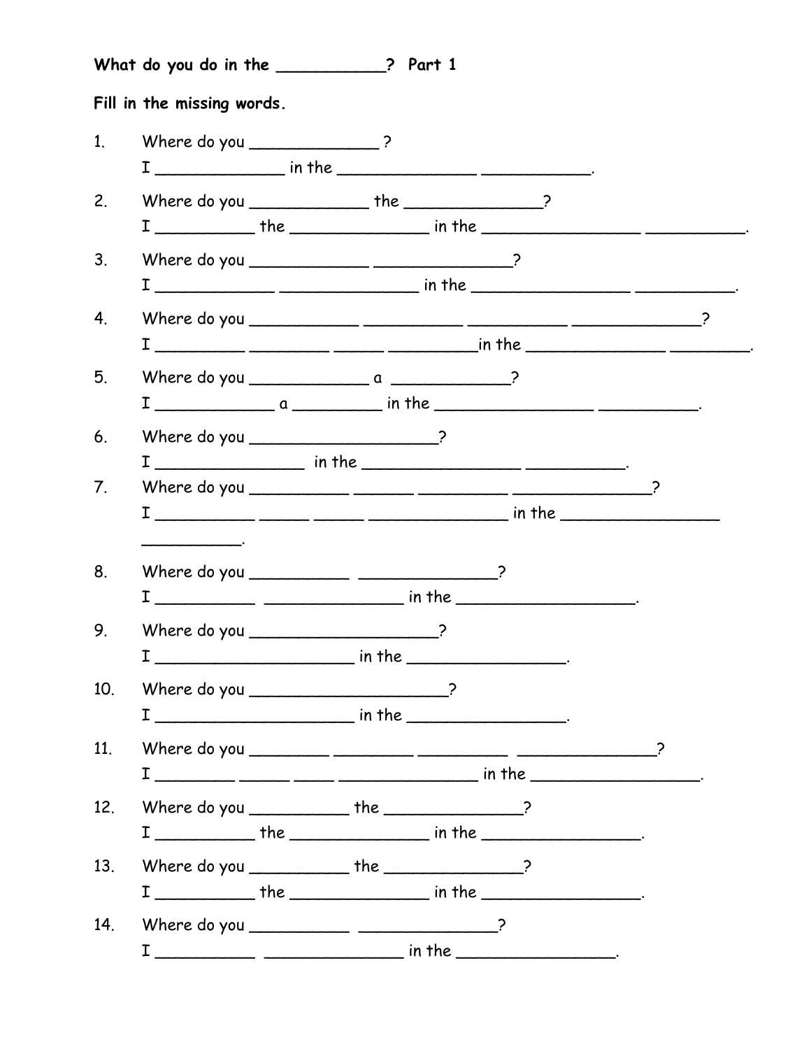**What do you do in the ___________? Part 1**

**Fill in the missing words.**

1. Where do you _____________ ?
   I _____________ in the ______________ ___________.

2. Where do you ____________ the ______________?
   I __________ the ______________ in the ________________ __________.

3. Where do you ____________ ______________?
   I ____________ ______________ in the ________________ __________.

4. Where do you ___________ __________ __________ _____________?
   I _________ ________ _____ _________in the ______________ ________.

5. Where do you ____________ a ____________?
   I ____________ a _________ in the ________________ __________.

6. Where do you ___________________?
   I _______________ in the ________________ __________.

7. Where do you __________ ______ _________ ______________?
   I __________ _____ _____ ______________ in the ________________ __________.

8. Where do you __________ ______________?
   I __________ ______________ in the __________________.

9. Where do you ___________________?
   I ____________________ in the ________________.

10. Where do you ____________________?
    I ____________________ in the ________________.

11. Where do you ________ ________ _________ ______________?
    I ________ _____ ____ ______________ in the _________________.

12. Where do you __________ the ______________?
    I __________ the ______________ in the ________________.

13. Where do you __________ the ______________?
    I __________ the ______________ in the ________________.

14. Where do you __________ ______________?
    I __________ ______________ in the ________________.